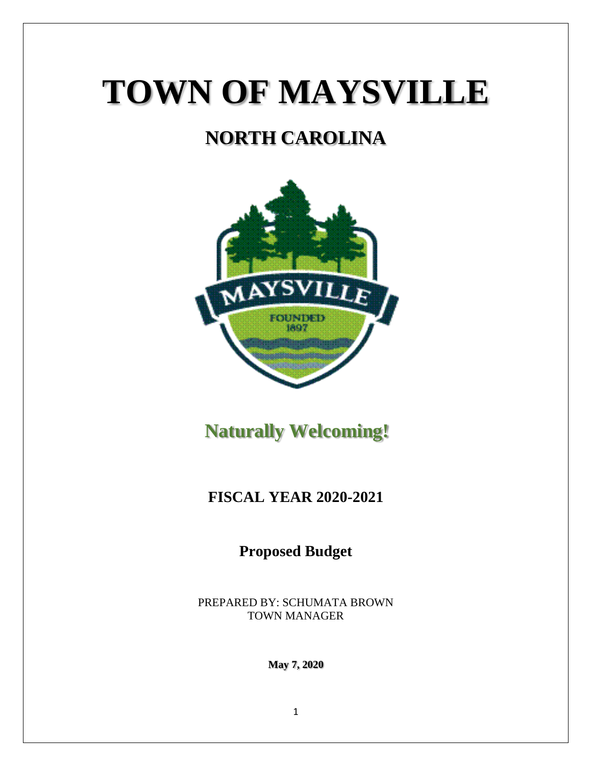# TOWN OF MAYSVILLE

## NORTH CAROLINA

**Naturally Welcoming!**

**FISCAL YEAR 2020-2021**

**Proposed Budget**

PREPARED BY: SCHUMATA BROWN
TOWN MANAGER

**May 7, 2020**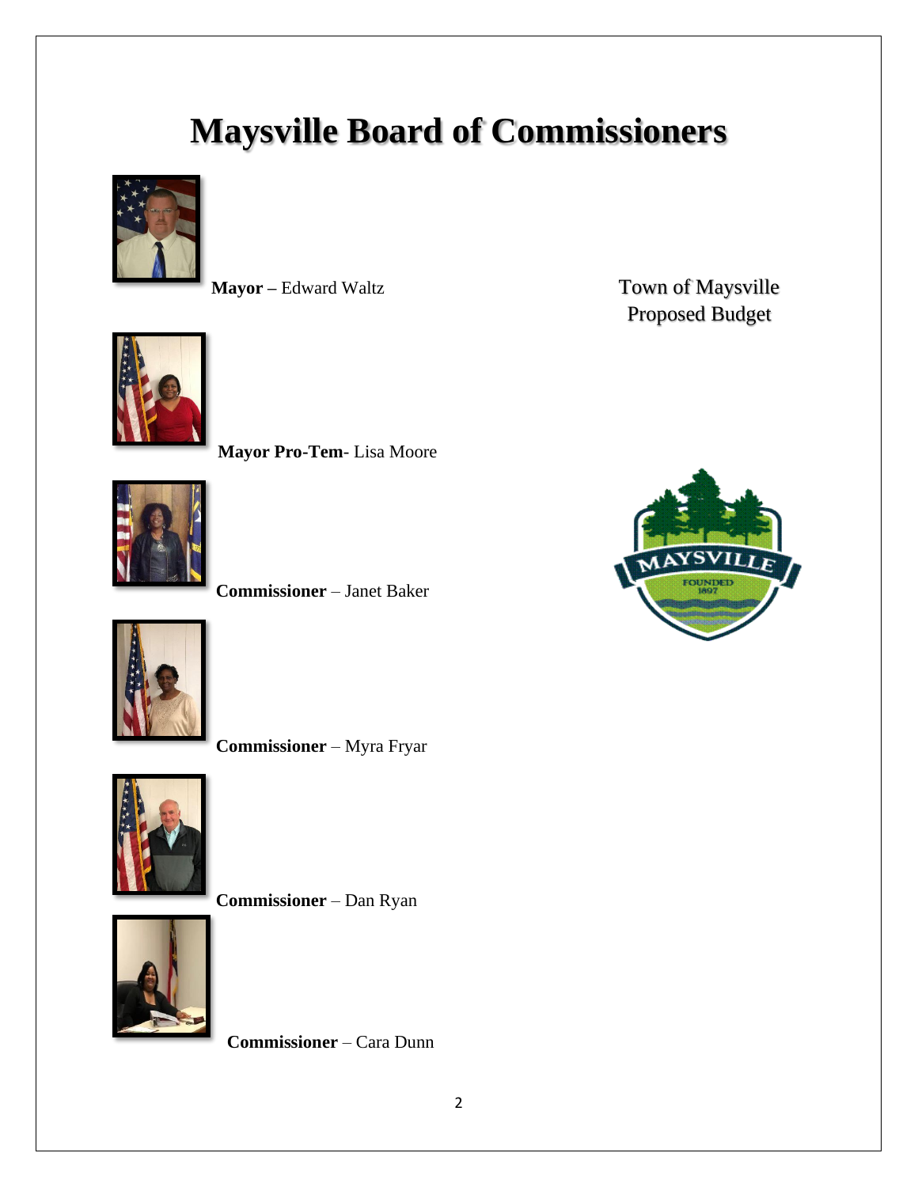# Maysville Board of Commissioners

**Mayor –** Edward Waltz

Town of Maysville
Proposed Budget

**Mayor Pro-Tem**- Lisa Moore

**Commissioner** – Janet Baker

**Commissioner** – Myra Fryar

**Commissioner** – Dan Ryan

**Commissioner** – Cara Dunn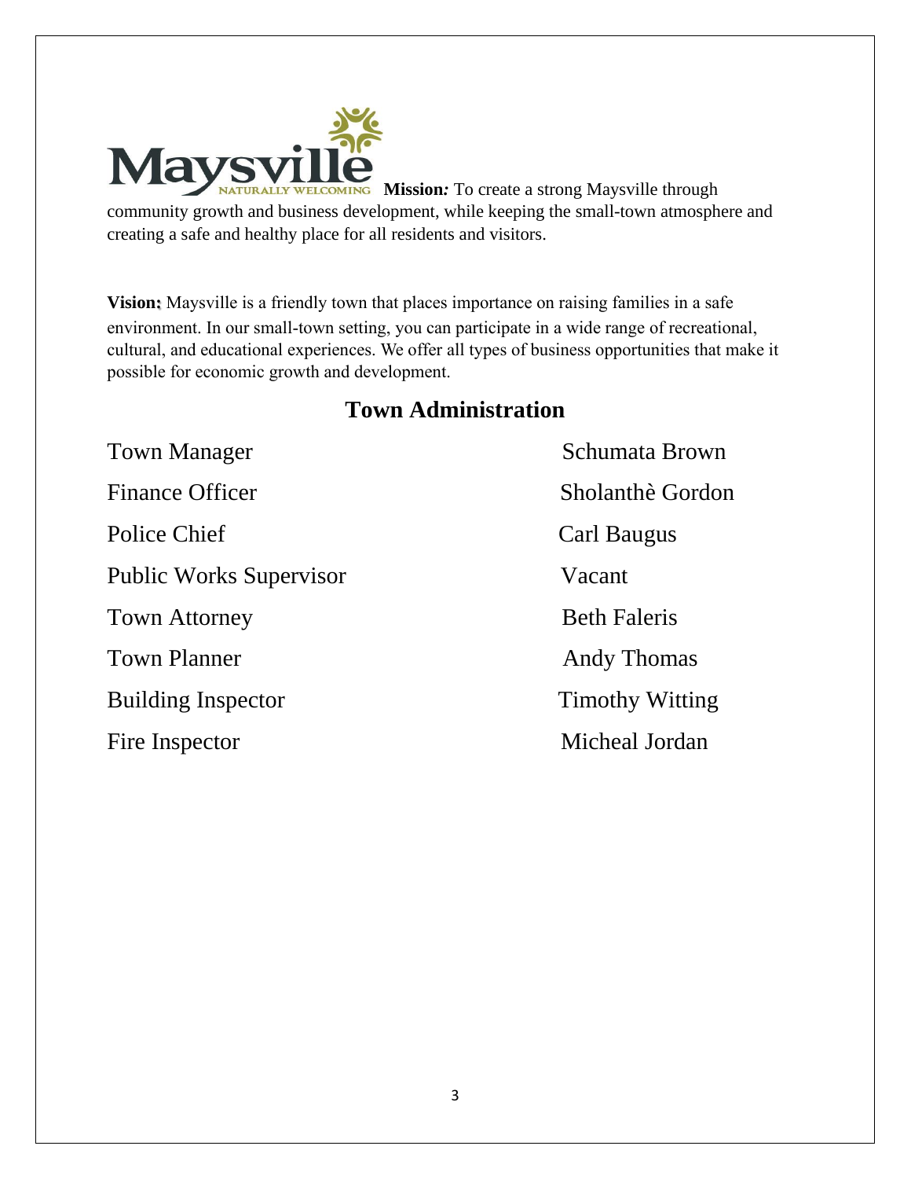**Mission:** To create a strong Maysville through community growth and business development, while keeping the small-town atmosphere and creating a safe and healthy place for all residents and visitors.

**Vision:** Maysville is a friendly town that places importance on raising families in a safe environment. In our small-town setting, you can participate in a wide range of recreational, cultural, and educational experiences. We offer all types of business opportunities that make it possible for economic growth and development.

## Town Administration

| | |
|---|---|
| Town Manager | Schumata Brown |
| Finance Officer | Sholanthè Gordon |
| Police Chief | Carl Baugus |
| Public Works Supervisor | Vacant |
| Town Attorney | Beth Faleris |
| Town Planner | Andy Thomas |
| Building Inspector | Timothy Witting |
| Fire Inspector | Micheal Jordan |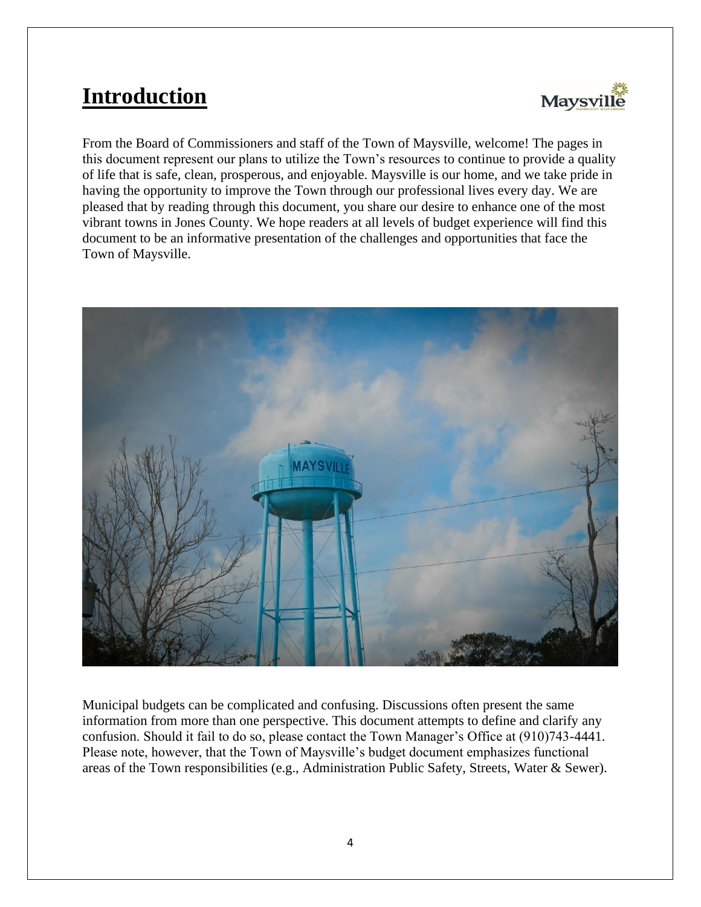# Introduction

From the Board of Commissioners and staff of the Town of Maysville, welcome! The pages in this document represent our plans to utilize the Town's resources to continue to provide a quality of life that is safe, clean, prosperous, and enjoyable. Maysville is our home, and we take pride in having the opportunity to improve the Town through our professional lives every day. We are pleased that by reading through this document, you share our desire to enhance one of the most vibrant towns in Jones County. We hope readers at all levels of budget experience will find this document to be an informative presentation of the challenges and opportunities that face the Town of Maysville.

Municipal budgets can be complicated and confusing. Discussions often present the same information from more than one perspective. This document attempts to define and clarify any confusion. Should it fail to do so, please contact the Town Manager's Office at (910)743-4441. Please note, however, that the Town of Maysville's budget document emphasizes functional areas of the Town responsibilities (e.g., Administration Public Safety, Streets, Water & Sewer).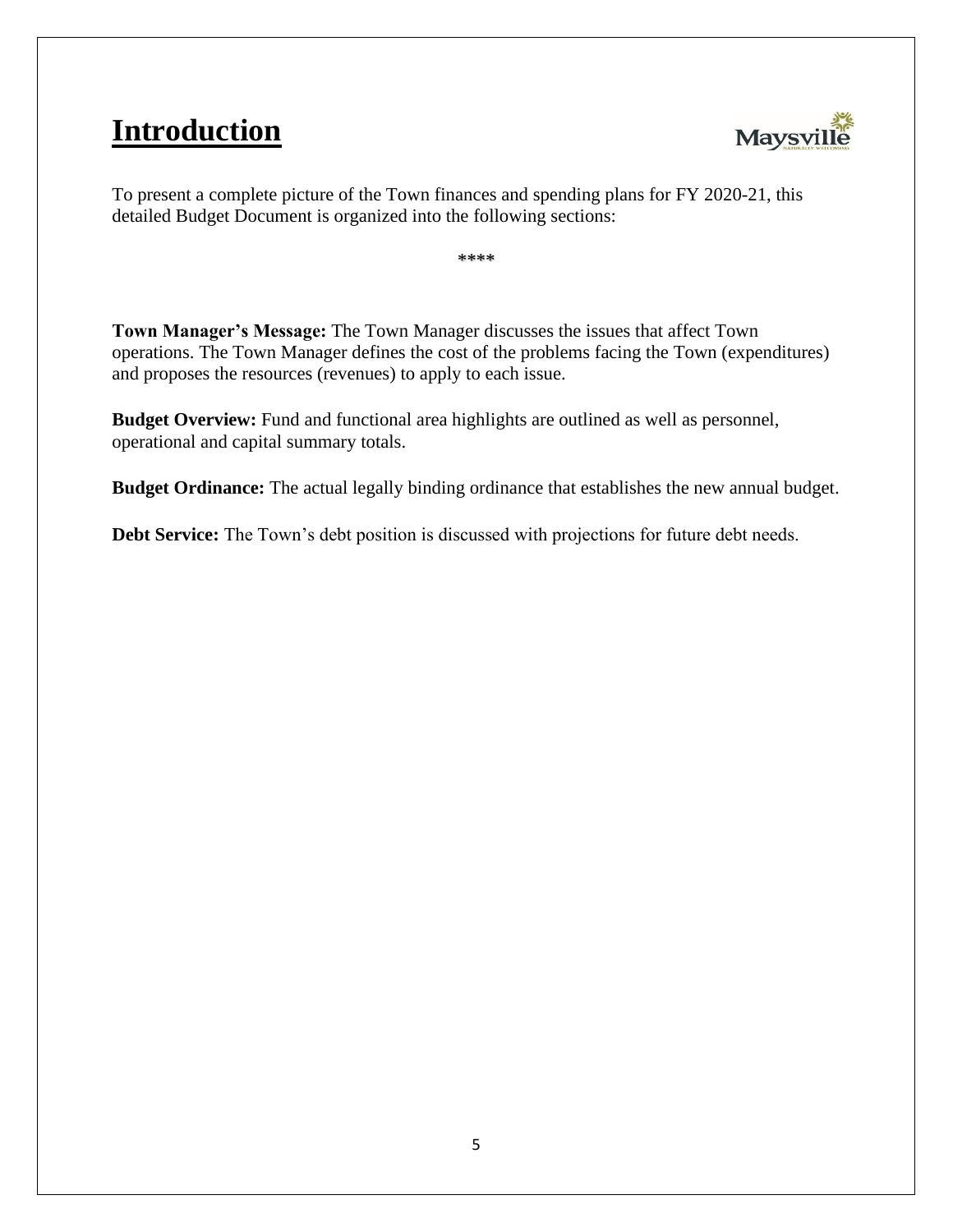# Introduction

To present a complete picture of the Town finances and spending plans for FY 2020-21, this detailed Budget Document is organized into the following sections:

****

**Town Manager's Message:** The Town Manager discusses the issues that affect Town operations. The Town Manager defines the cost of the problems facing the Town (expenditures) and proposes the resources (revenues) to apply to each issue.

**Budget Overview:** Fund and functional area highlights are outlined as well as personnel, operational and capital summary totals.

**Budget Ordinance:** The actual legally binding ordinance that establishes the new annual budget.

**Debt Service:** The Town's debt position is discussed with projections for future debt needs.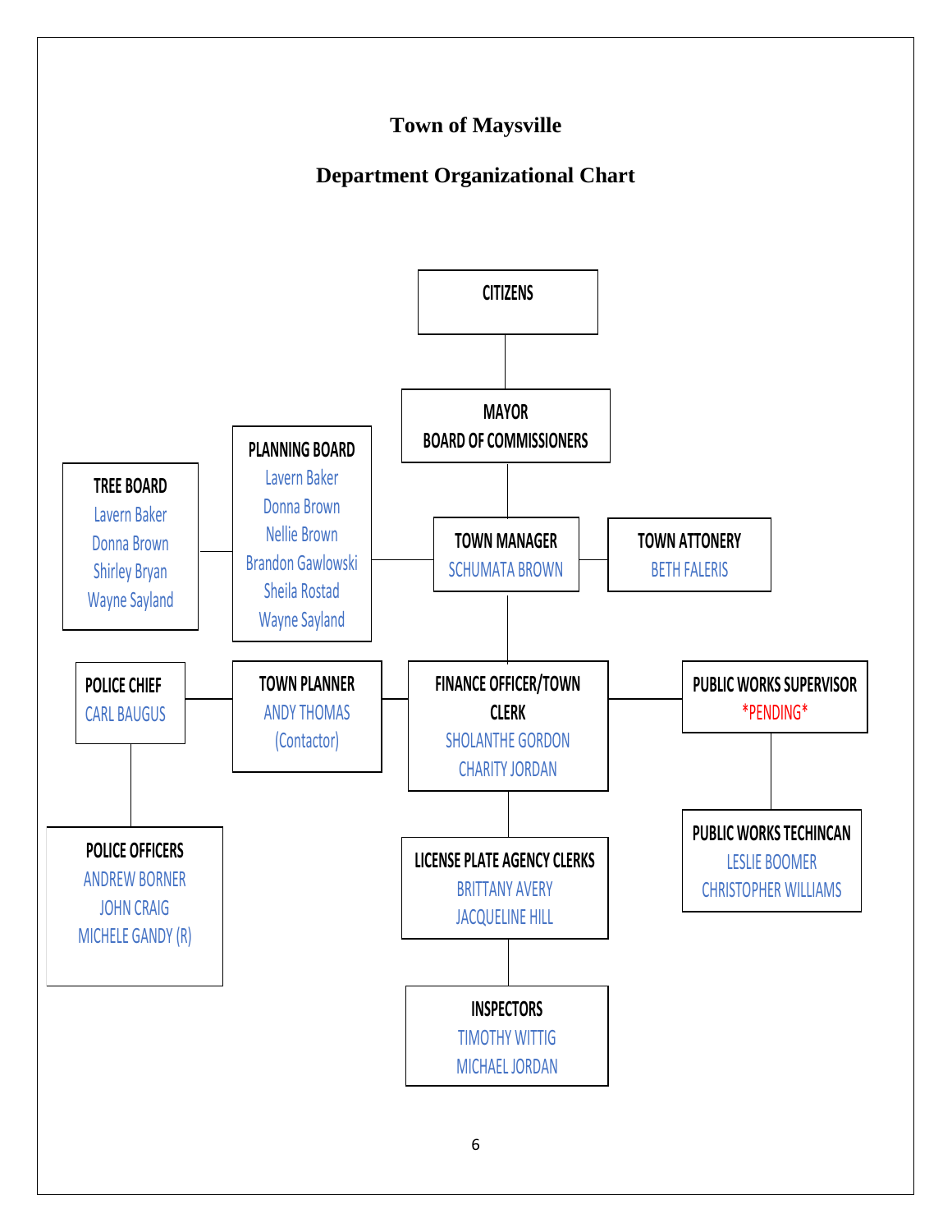# Town of Maysville

## Department Organizational Chart

**CITIZENS**

**MAYOR**
**BOARD OF COMMISSIONERS**

**TREE BOARD**
- Lavern Baker
- Donna Brown
- Shirley Bryan
- Wayne Sayland

**PLANNING BOARD**
- Lavern Baker
- Donna Brown
- Nellie Brown
- Brandon Gawlowski
- Sheila Rostad
- Wayne Sayland

**TOWN MANAGER**
SCHUMATA BROWN

**TOWN ATTONERY**
BETH FALERIS

**POLICE CHIEF**
CARL BAUGUS

**TOWN PLANNER**
ANDY THOMAS
(Contactor)

**FINANCE OFFICER/TOWN CLERK**
- SHOLANTHE GORDON
- CHARITY JORDAN

**PUBLIC WORKS SUPERVISOR**
*PENDING*

**POLICE OFFICERS**
- ANDREW BORNER
- JOHN CRAIG
- MICHELE GANDY (R)

**LICENSE PLATE AGENCY CLERKS**
- BRITTANY AVERY
- JACQUELINE HILL

**PUBLIC WORKS TECHINCAN**
- LESLIE BOOMER
- CHRISTOPHER WILLIAMS

**INSPECTORS**
- TIMOTHY WITTIG
- MICHAEL JORDAN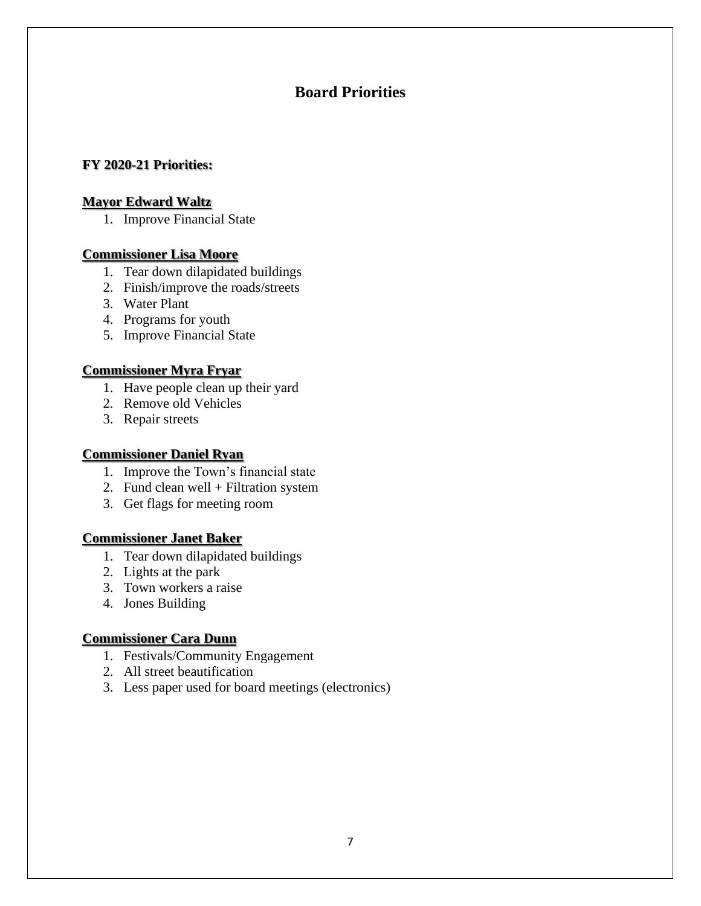# Board Priorities

**FY 2020-21 Priorities:**

**Mayor Edward Waltz**

1. Improve Financial State

**Commissioner Lisa Moore**

1. Tear down dilapidated buildings
2. Finish/improve the roads/streets
3. Water Plant
4. Programs for youth
5. Improve Financial State

**Commissioner Myra Fryar**

1. Have people clean up their yard
2. Remove old Vehicles
3. Repair streets

**Commissioner Daniel Ryan**

1. Improve the Town's financial state
2. Fund clean well + Filtration system
3. Get flags for meeting room

**Commissioner Janet Baker**

1. Tear down dilapidated buildings
2. Lights at the park
3. Town workers a raise
4. Jones Building

**Commissioner Cara Dunn**

1. Festivals/Community Engagement
2. All street beautification
3. Less paper used for board meetings (electronics)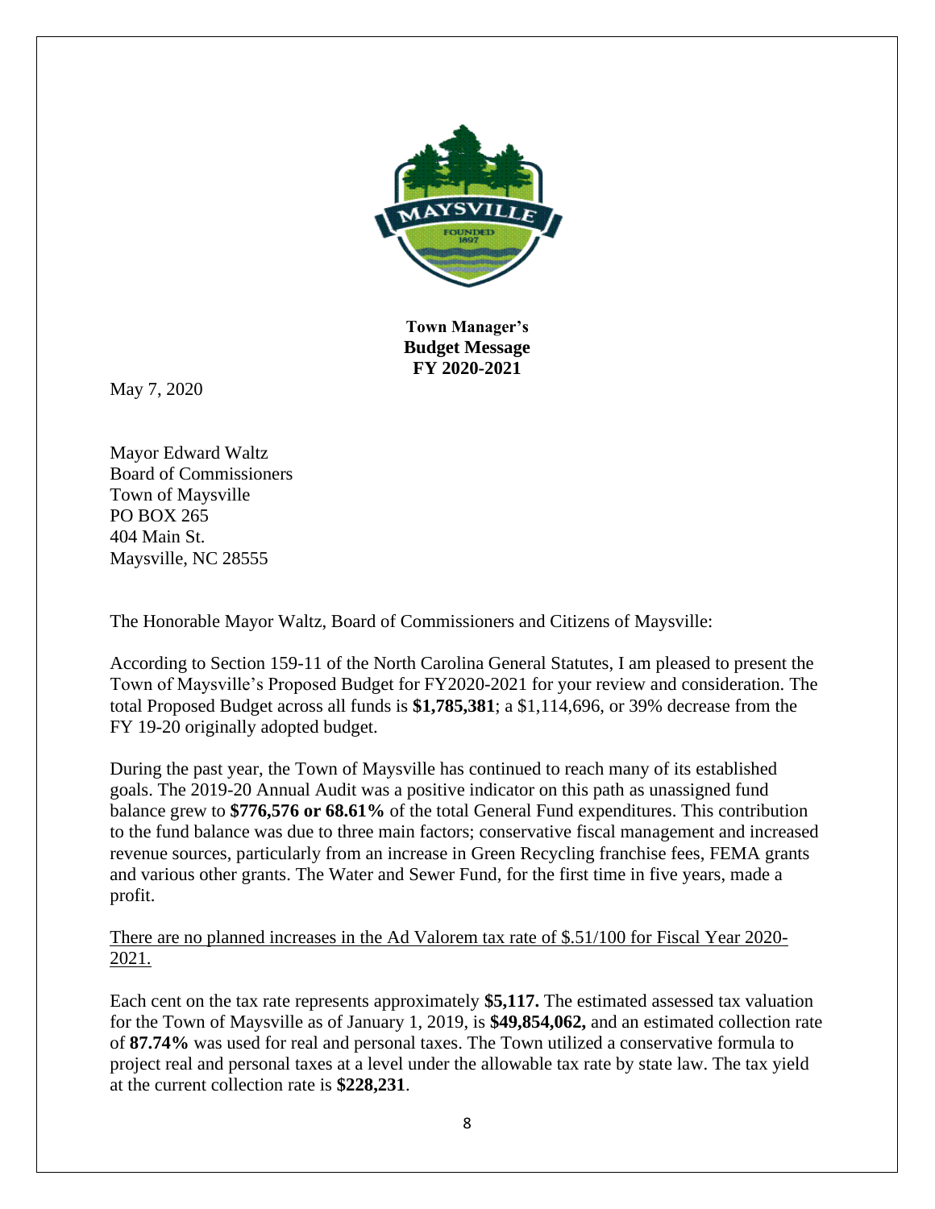**Town Manager's**
**Budget Message**
**FY 2020-2021**

May 7, 2020

Mayor Edward Waltz
Board of Commissioners
Town of Maysville
PO BOX 265
404 Main St.
Maysville, NC 28555

The Honorable Mayor Waltz, Board of Commissioners and Citizens of Maysville:

According to Section 159-11 of the North Carolina General Statutes, I am pleased to present the Town of Maysville's Proposed Budget for FY2020-2021 for your review and consideration. The total Proposed Budget across all funds is **$1,785,381**; a $1,114,696, or 39% decrease from the FY 19-20 originally adopted budget.

During the past year, the Town of Maysville has continued to reach many of its established goals. The 2019-20 Annual Audit was a positive indicator on this path as unassigned fund balance grew to **$776,576 or 68.61%** of the total General Fund expenditures. This contribution to the fund balance was due to three main factors; conservative fiscal management and increased revenue sources, particularly from an increase in Green Recycling franchise fees, FEMA grants and various other grants. The Water and Sewer Fund, for the first time in five years, made a profit.

<u>There are no planned increases in the Ad Valorem tax rate of $.51/100 for Fiscal Year 2020-2021.</u>

Each cent on the tax rate represents approximately **$5,117.** The estimated assessed tax valuation for the Town of Maysville as of January 1, 2019, is **$49,854,062,** and an estimated collection rate of **87.74%** was used for real and personal taxes. The Town utilized a conservative formula to project real and personal taxes at a level under the allowable tax rate by state law. The tax yield at the current collection rate is **$228,231**.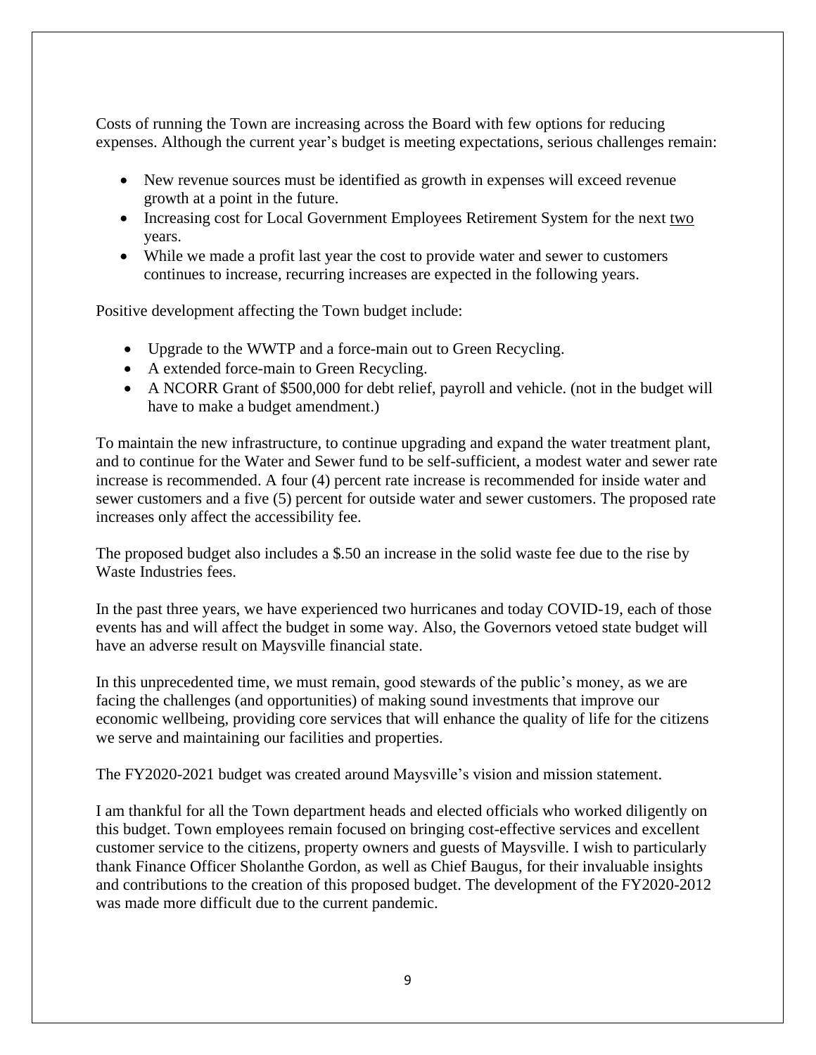Costs of running the Town are increasing across the Board with few options for reducing expenses. Although the current year's budget is meeting expectations, serious challenges remain:

- New revenue sources must be identified as growth in expenses will exceed revenue growth at a point in the future.
- Increasing cost for Local Government Employees Retirement System for the next two years.
- While we made a profit last year the cost to provide water and sewer to customers continues to increase, recurring increases are expected in the following years.

Positive development affecting the Town budget include:

- Upgrade to the WWTP and a force-main out to Green Recycling.
- A extended force-main to Green Recycling.
- A NCORR Grant of $500,000 for debt relief, payroll and vehicle. (not in the budget will have to make a budget amendment.)

To maintain the new infrastructure, to continue upgrading and expand the water treatment plant, and to continue for the Water and Sewer fund to be self-sufficient, a modest water and sewer rate increase is recommended. A four (4) percent rate increase is recommended for inside water and sewer customers and a five (5) percent for outside water and sewer customers. The proposed rate increases only affect the accessibility fee.

The proposed budget also includes a $.50 an increase in the solid waste fee due to the rise by Waste Industries fees.

In the past three years, we have experienced two hurricanes and today COVID-19, each of those events has and will affect the budget in some way. Also, the Governors vetoed state budget will have an adverse result on Maysville financial state.

In this unprecedented time, we must remain, good stewards of the public's money, as we are facing the challenges (and opportunities) of making sound investments that improve our economic wellbeing, providing core services that will enhance the quality of life for the citizens we serve and maintaining our facilities and properties.

The FY2020-2021 budget was created around Maysville's vision and mission statement.

I am thankful for all the Town department heads and elected officials who worked diligently on this budget. Town employees remain focused on bringing cost-effective services and excellent customer service to the citizens, property owners and guests of Maysville. I wish to particularly thank Finance Officer Sholanthe Gordon, as well as Chief Baugus, for their invaluable insights and contributions to the creation of this proposed budget. The development of the FY2020-2012 was made more difficult due to the current pandemic.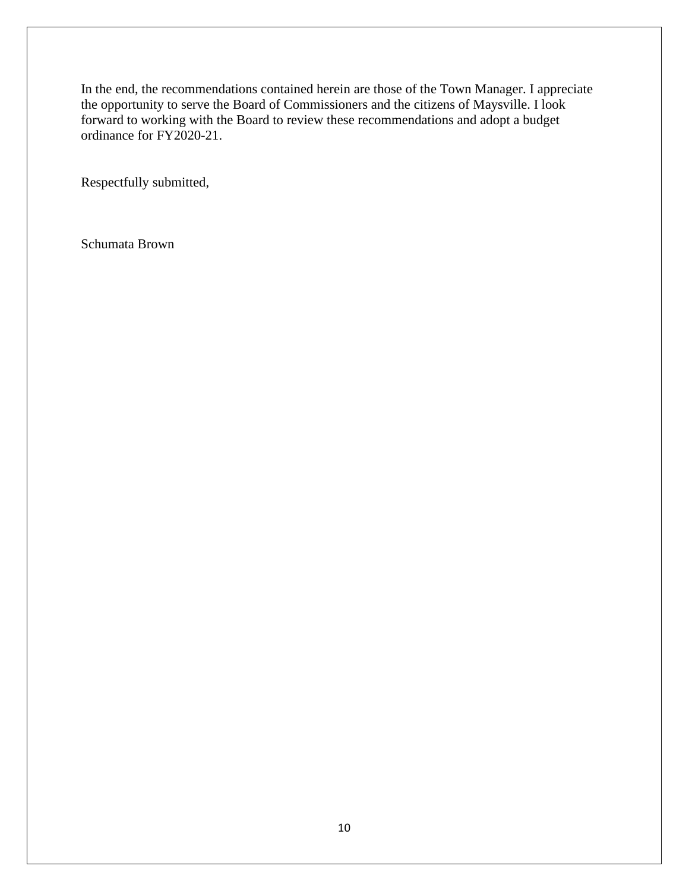In the end, the recommendations contained herein are those of the Town Manager. I appreciate the opportunity to serve the Board of Commissioners and the citizens of Maysville. I look forward to working with the Board to review these recommendations and adopt a budget ordinance for FY2020-21.

Respectfully submitted,

Schumata Brown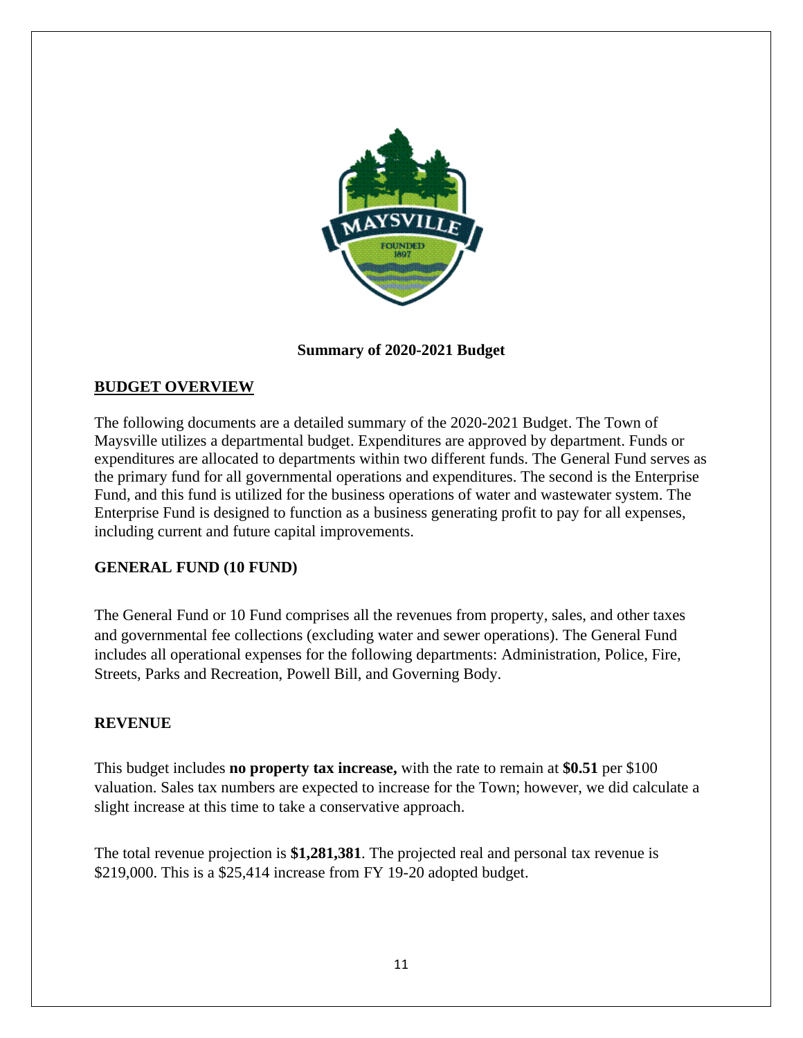**Summary of 2020-2021 Budget**

## BUDGET OVERVIEW

The following documents are a detailed summary of the 2020-2021 Budget. The Town of Maysville utilizes a departmental budget. Expenditures are approved by department. Funds or expenditures are allocated to departments within two different funds. The General Fund serves as the primary fund for all governmental operations and expenditures. The second is the Enterprise Fund, and this fund is utilized for the business operations of water and wastewater system. The Enterprise Fund is designed to function as a business generating profit to pay for all expenses, including current and future capital improvements.

### GENERAL FUND (10 FUND)

The General Fund or 10 Fund comprises all the revenues from property, sales, and other taxes and governmental fee collections (excluding water and sewer operations). The General Fund includes all operational expenses for the following departments: Administration, Police, Fire, Streets, Parks and Recreation, Powell Bill, and Governing Body.

### REVENUE

This budget includes **no property tax increase,** with the rate to remain at **$0.51** per $100 valuation. Sales tax numbers are expected to increase for the Town; however, we did calculate a slight increase at this time to take a conservative approach.

The total revenue projection is **$1,281,381**. The projected real and personal tax revenue is $219,000. This is a $25,414 increase from FY 19-20 adopted budget.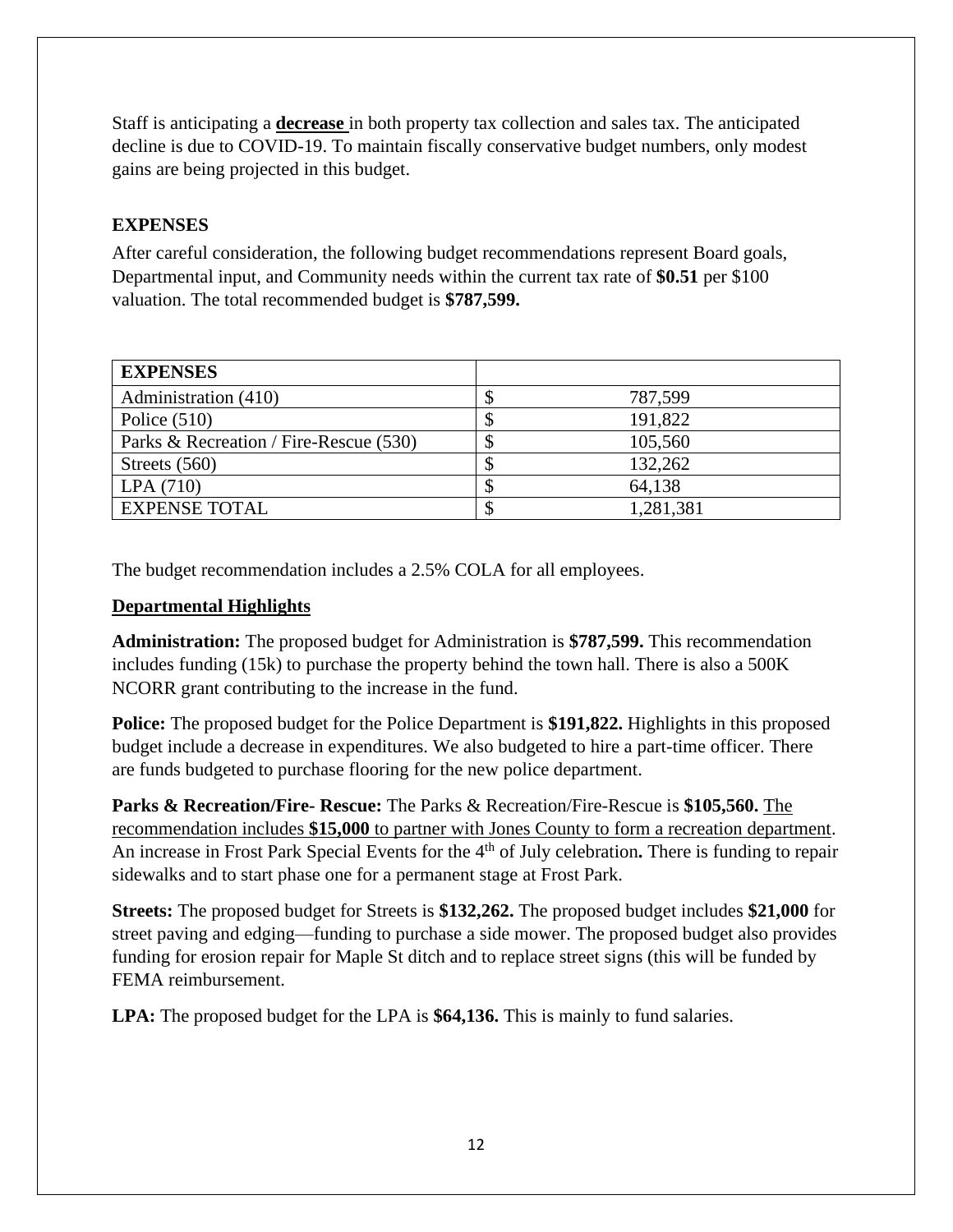Staff is anticipating a **decrease** in both property tax collection and sales tax. The anticipated decline is due to COVID-19. To maintain fiscally conservative budget numbers, only modest gains are being projected in this budget.

**EXPENSES**

After careful consideration, the following budget recommendations represent Board goals, Departmental input, and Community needs within the current tax rate of **$0.51** per $100 valuation. The total recommended budget is **$787,599.**

| **EXPENSES** | | |
|---|---|---|
| Administration (410) | $ | 787,599 |
| Police (510) | $ | 191,822 |
| Parks & Recreation / Fire-Rescue (530) | $ | 105,560 |
| Streets (560) | $ | 132,262 |
| LPA (710) | $ | 64,138 |
| EXPENSE TOTAL | $ | 1,281,381 |

The budget recommendation includes a 2.5% COLA for all employees.

**Departmental Highlights**

**Administration:** The proposed budget for Administration is **$787,599.** This recommendation includes funding (15k) to purchase the property behind the town hall. There is also a 500K NCORR grant contributing to the increase in the fund.

**Police:** The proposed budget for the Police Department is **$191,822.** Highlights in this proposed budget include a decrease in expenditures. We also budgeted to hire a part-time officer. There are funds budgeted to purchase flooring for the new police department.

**Parks & Recreation/Fire- Rescue:** The Parks & Recreation/Fire-Rescue is **$105,560.** The recommendation includes **$15,000** to partner with Jones County to form a recreation department. An increase in Frost Park Special Events for the 4th of July celebration**.** There is funding to repair sidewalks and to start phase one for a permanent stage at Frost Park.

**Streets:** The proposed budget for Streets is **$132,262.** The proposed budget includes **$21,000** for street paving and edging—funding to purchase a side mower. The proposed budget also provides funding for erosion repair for Maple St ditch and to replace street signs (this will be funded by FEMA reimbursement.

**LPA:** The proposed budget for the LPA is **$64,136.** This is mainly to fund salaries.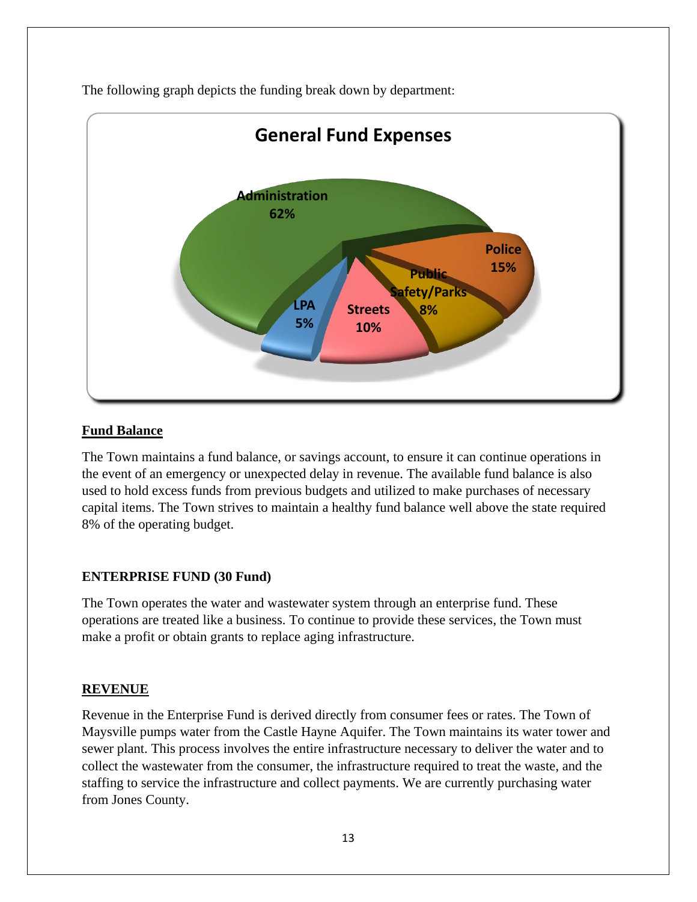The following graph depicts the funding break down by department:

**General Fund Expenses**

Administration 62%

Police 15%

Public Safety/Parks 8%

Streets 10%

LPA 5%

## Fund Balance

The Town maintains a fund balance, or savings account, to ensure it can continue operations in the event of an emergency or unexpected delay in revenue. The available fund balance is also used to hold excess funds from previous budgets and utilized to make purchases of necessary capital items. The Town strives to maintain a healthy fund balance well above the state required 8% of the operating budget.

## ENTERPRISE FUND (30 Fund)

The Town operates the water and wastewater system through an enterprise fund. These operations are treated like a business. To continue to provide these services, the Town must make a profit or obtain grants to replace aging infrastructure.

## REVENUE

Revenue in the Enterprise Fund is derived directly from consumer fees or rates. The Town of Maysville pumps water from the Castle Hayne Aquifer. The Town maintains its water tower and sewer plant. This process involves the entire infrastructure necessary to deliver the water and to collect the wastewater from the consumer, the infrastructure required to treat the waste, and the staffing to service the infrastructure and collect payments. We are currently purchasing water from Jones County.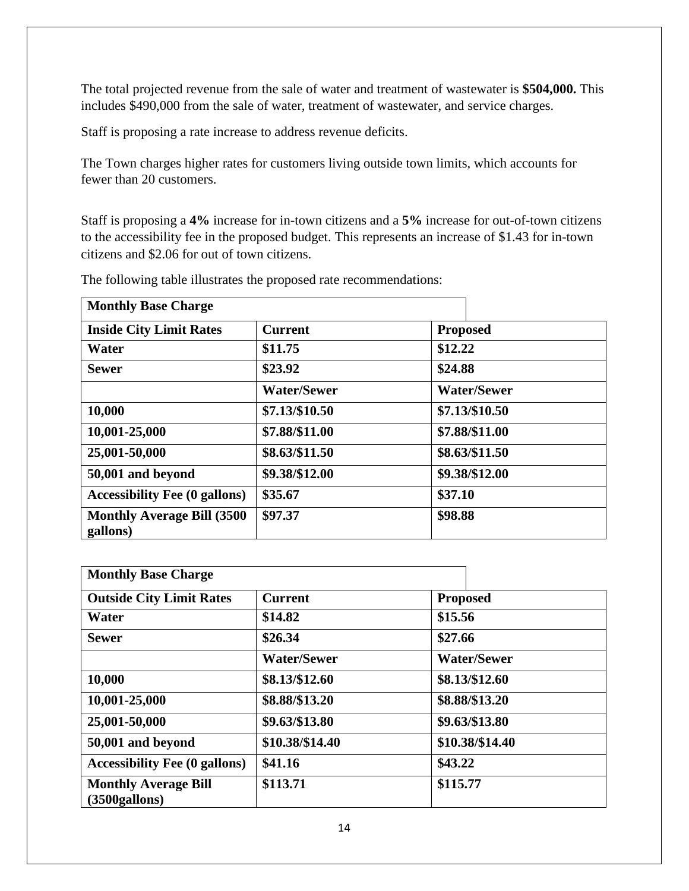The total projected revenue from the sale of water and treatment of wastewater is **$504,000.** This includes $490,000 from the sale of water, treatment of wastewater, and service charges.

Staff is proposing a rate increase to address revenue deficits.

The Town charges higher rates for customers living outside town limits, which accounts for fewer than 20 customers.

Staff is proposing a **4%** increase for in-town citizens and a **5%** increase for out-of-town citizens to the accessibility fee in the proposed budget. This represents an increase of $1.43 for in-town citizens and $2.06 for out of town citizens.

The following table illustrates the proposed rate recommendations:

| **Monthly Base Charge** | | |
|---|---|---|
| **Inside City Limit Rates** | **Current** | **Proposed** |
| **Water** | **$11.75** | **$12.22** |
| **Sewer** | **$23.92** | **$24.88** |
| | **Water/Sewer** | **Water/Sewer** |
| **10,000** | **$7.13/$10.50** | **$7.13/$10.50** |
| **10,001-25,000** | **$7.88/$11.00** | **$7.88/$11.00** |
| **25,001-50,000** | **$8.63/$11.50** | **$8.63/$11.50** |
| **50,001 and beyond** | **$9.38/$12.00** | **$9.38/$12.00** |
| **Accessibility Fee (0 gallons)** | **$35.67** | **$37.10** |
| **Monthly Average Bill (3500 gallons)** | **$97.37** | **$98.88** |

| **Monthly Base Charge** | | |
|---|---|---|
| **Outside City Limit Rates** | **Current** | **Proposed** |
| **Water** | **$14.82** | **$15.56** |
| **Sewer** | **$26.34** | **$27.66** |
| | **Water/Sewer** | **Water/Sewer** |
| **10,000** | **$8.13/$12.60** | **$8.13/$12.60** |
| **10,001-25,000** | **$8.88/$13.20** | **$8.88/$13.20** |
| **25,001-50,000** | **$9.63/$13.80** | **$9.63/$13.80** |
| **50,001 and beyond** | **$10.38/$14.40** | **$10.38/$14.40** |
| **Accessibility Fee (0 gallons)** | **$41.16** | **$43.22** |
| **Monthly Average Bill (3500gallons)** | **$113.71** | **$115.77** |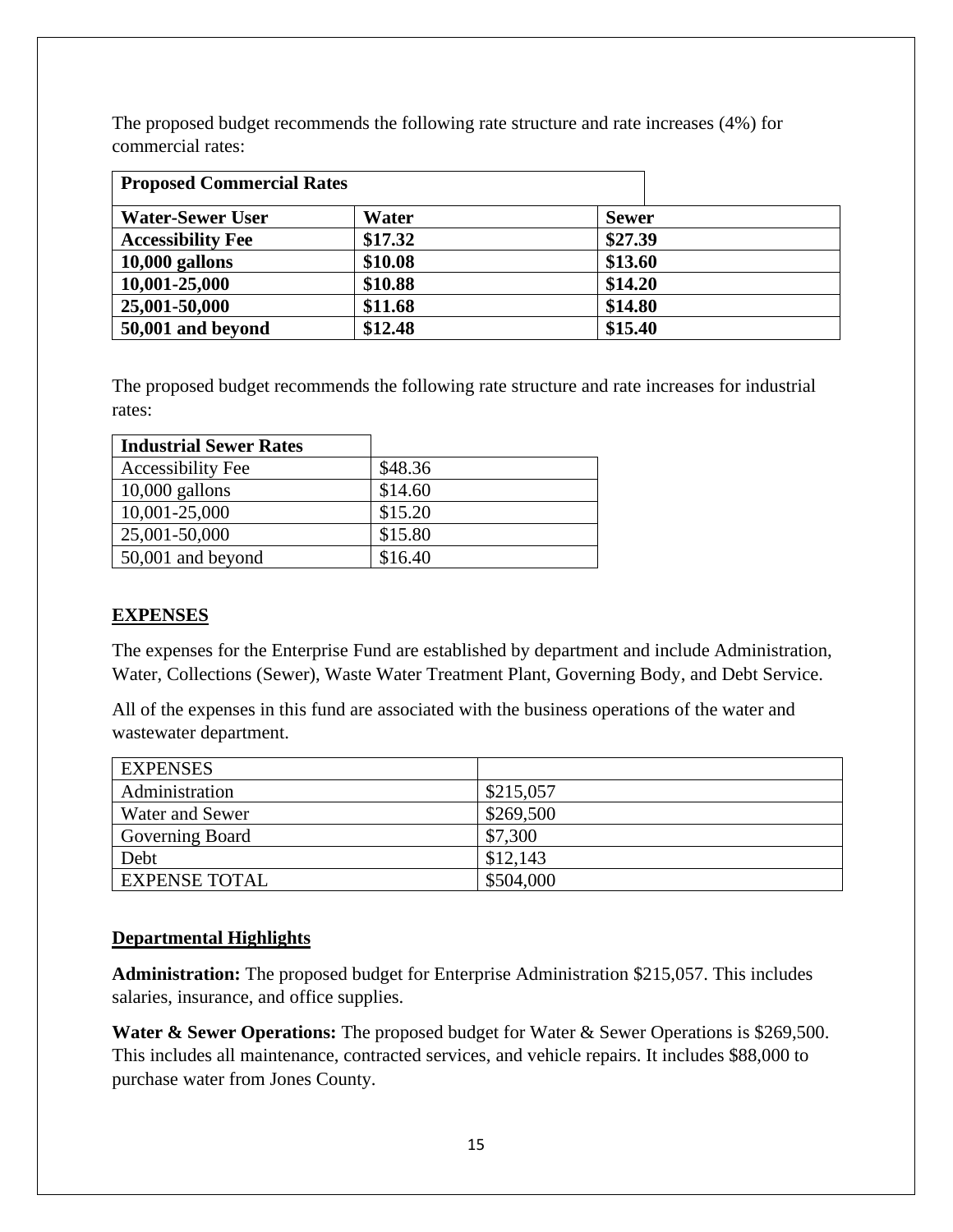The proposed budget recommends the following rate structure and rate increases (4%) for commercial rates:

| **Proposed Commercial Rates** | | |
|---|---|---|
| **Water-Sewer User** | **Water** | **Sewer** |
| **Accessibility Fee** | **$17.32** | **$27.39** |
| **10,000 gallons** | **$10.08** | **$13.60** |
| **10,001-25,000** | **$10.88** | **$14.20** |
| **25,001-50,000** | **$11.68** | **$14.80** |
| **50,001 and beyond** | **$12.48** | **$15.40** |

The proposed budget recommends the following rate structure and rate increases for industrial rates:

| **Industrial Sewer Rates** | |
|---|---|
| Accessibility Fee | $48.36 |
| 10,000 gallons | $14.60 |
| 10,001-25,000 | $15.20 |
| 25,001-50,000 | $15.80 |
| 50,001 and beyond | $16.40 |

## EXPENSES

The expenses for the Enterprise Fund are established by department and include Administration, Water, Collections (Sewer), Waste Water Treatment Plant, Governing Body, and Debt Service.

All of the expenses in this fund are associated with the business operations of the water and wastewater department.

| EXPENSES | |
|---|---|
| Administration | $215,057 |
| Water and Sewer | $269,500 |
| Governing Board | $7,300 |
| Debt | $12,143 |
| EXPENSE TOTAL | $504,000 |

## Departmental Highlights

**Administration:** The proposed budget for Enterprise Administration $215,057. This includes salaries, insurance, and office supplies.

**Water & Sewer Operations:** The proposed budget for Water & Sewer Operations is $269,500. This includes all maintenance, contracted services, and vehicle repairs. It includes $88,000 to purchase water from Jones County.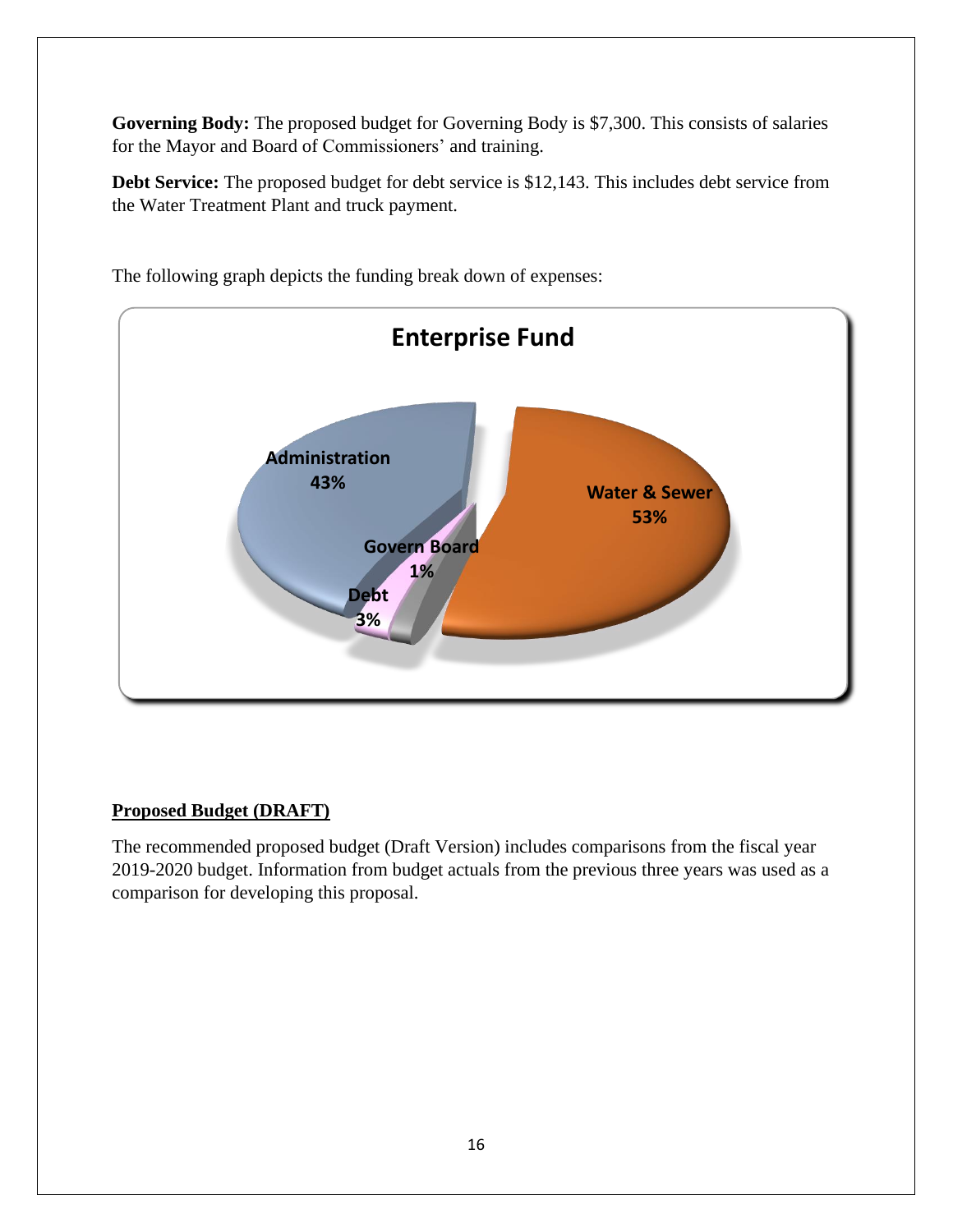**Governing Body:** The proposed budget for Governing Body is $7,300. This consists of salaries for the Mayor and Board of Commissioners' and training.

**Debt Service:** The proposed budget for debt service is $12,143. This includes debt service from the Water Treatment Plant and truck payment.

The following graph depicts the funding break down of expenses:

**Enterprise Fund**

Administration 43%

Water & Sewer 53%

Govern Board 1%

Debt 3%

## Proposed Budget (DRAFT)

The recommended proposed budget (Draft Version) includes comparisons from the fiscal year 2019-2020 budget. Information from budget actuals from the previous three years was used as a comparison for developing this proposal.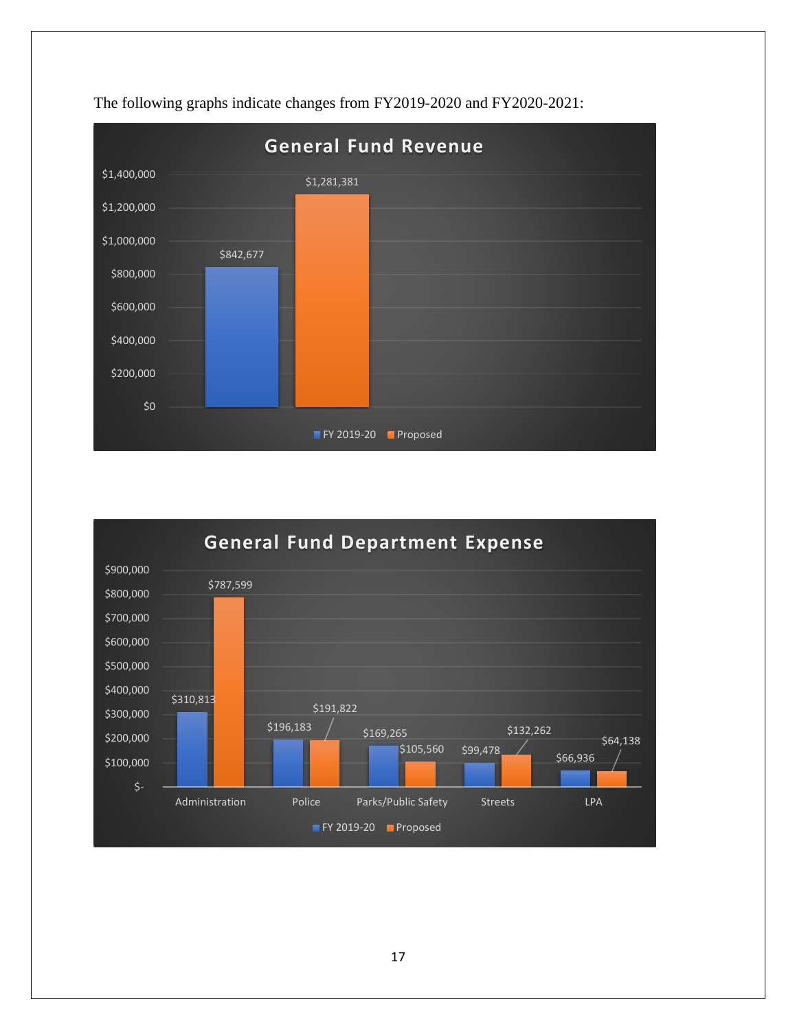The following graphs indicate changes from FY2019-2020 and FY2020-2021:

**General Fund Revenue**

| | FY 2019-20 | Proposed |
|---|---|---|
| General Fund Revenue | $842,677 | $1,281,381 |

**General Fund Department Expense**

| Department | FY 2019-20 | Proposed |
|---|---|---|
| Administration | $310,813 | $787,599 |
| Police | $196,183 | $191,822 |
| Parks/Public Safety | $169,265 | $105,560 |
| Streets | $99,478 | $132,262 |
| LPA | $66,936 | $64,138 |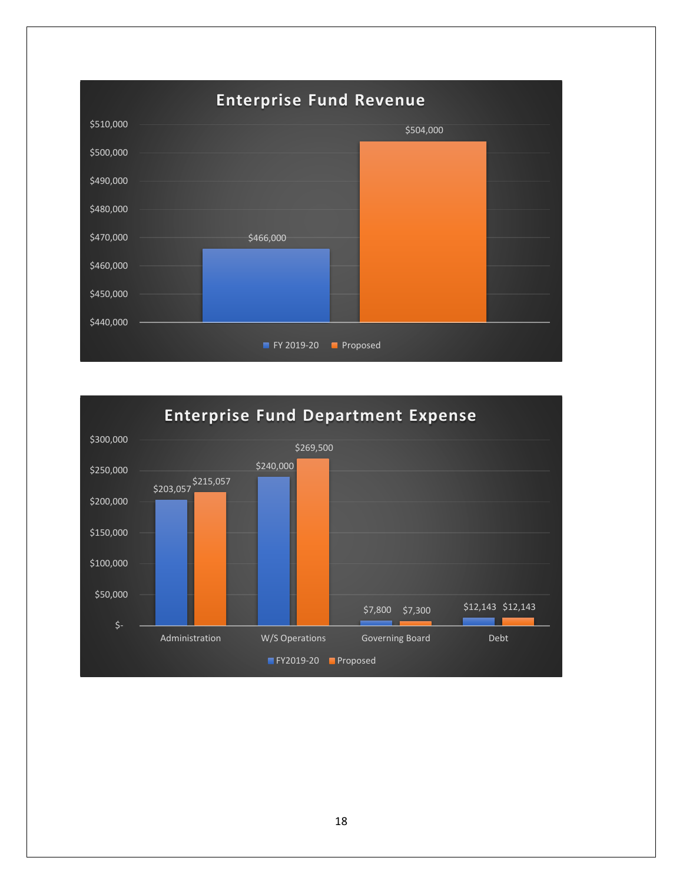## Enterprise Fund Revenue

| | Amount |
|---|---|
| FY 2019-20 | $466,000 |
| Proposed | $504,000 |

## Enterprise Fund Department Expense

| Department | FY2019-20 | Proposed |
|---|---|---|
| Administration | $203,057 | $215,057 |
| W/S Operations | $240,000 | $269,500 |
| Governing Board | $7,800 | $7,300 |
| Debt | $12,143 | $12,143 |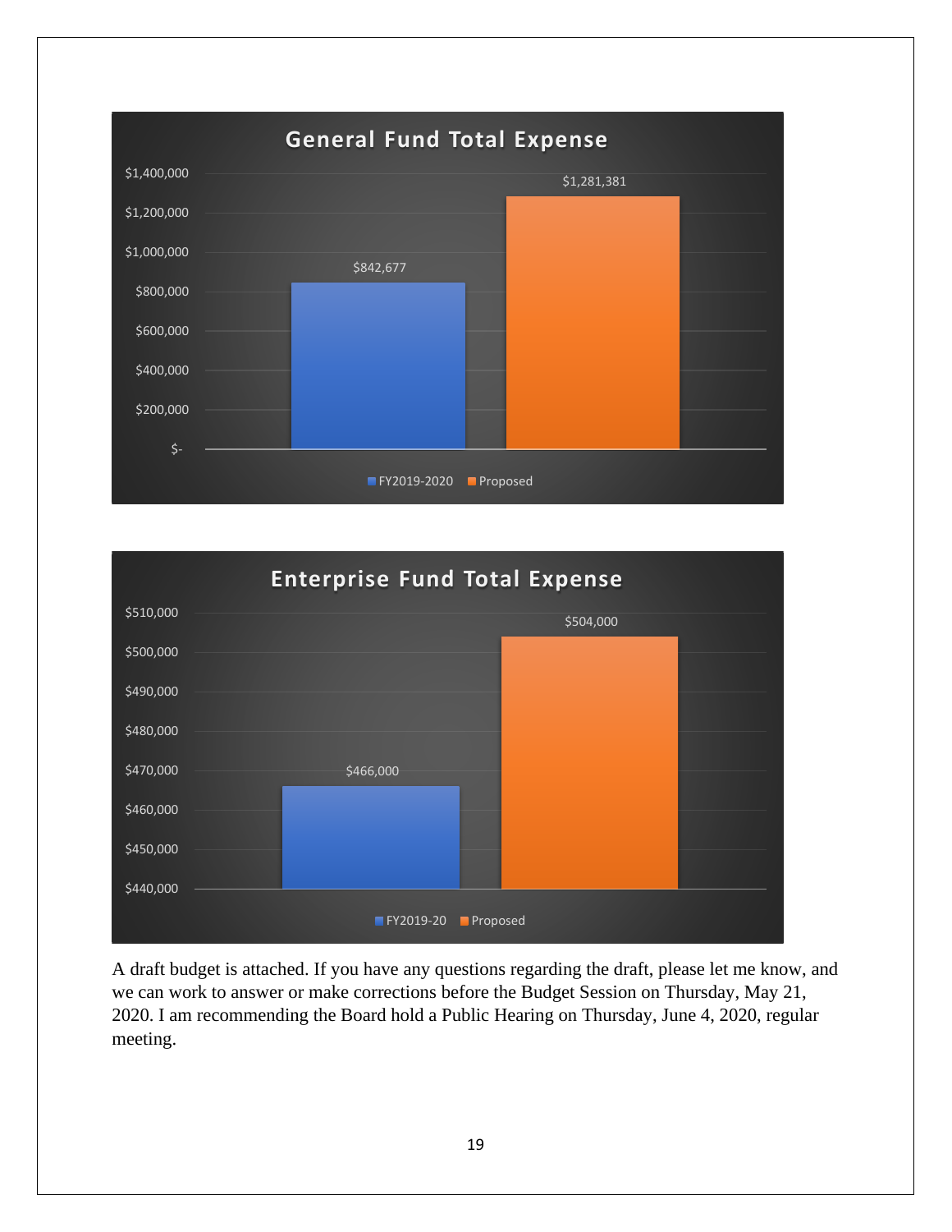General Fund Total Expense

$1,400,000
$1,200,000
$1,000,000
$800,000
$600,000
$400,000
$200,000
$-

$842,677
$1,281,381

FY2019-2020
Proposed

Enterprise Fund Total Expense

$510,000
$500,000
$490,000
$480,000
$470,000
$460,000
$450,000
$440,000

$466,000
$504,000

FY2019-20
Proposed

A draft budget is attached. If you have any questions regarding the draft, please let me know, and we can work to answer or make corrections before the Budget Session on Thursday, May 21, 2020. I am recommending the Board hold a Public Hearing on Thursday, June 4, 2020, regular meeting.